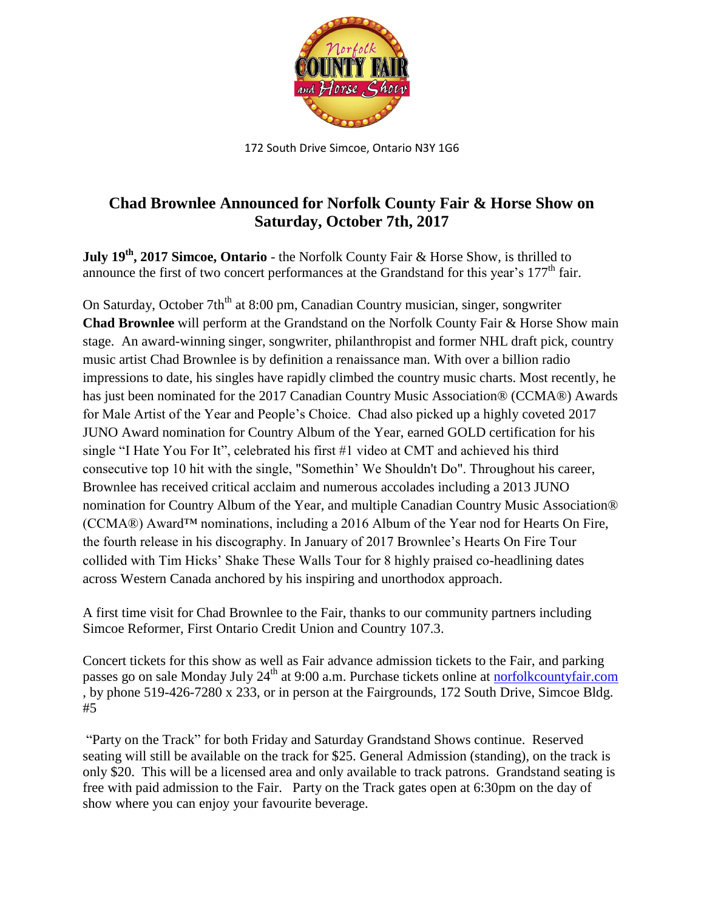172 South Drive Simcoe, Ontario N3Y 1G6

# Chad Brownlee Announced for Norfolk County Fair & Horse Show on Saturday, October 7th, 2017

**July 19th, 2017 Simcoe, Ontario** - the Norfolk County Fair & Horse Show, is thrilled to announce the first of two concert performances at the Grandstand for this year's 177th fair.

On Saturday, October 7thth at 8:00 pm, Canadian Country musician, singer, songwriter **Chad Brownlee** will perform at the Grandstand on the Norfolk County Fair & Horse Show main stage. An award-winning singer, songwriter, philanthropist and former NHL draft pick, country music artist Chad Brownlee is by definition a renaissance man. With over a billion radio impressions to date, his singles have rapidly climbed the country music charts. Most recently, he has just been nominated for the 2017 Canadian Country Music Association® (CCMA®) Awards for Male Artist of the Year and People's Choice. Chad also picked up a highly coveted 2017 JUNO Award nomination for Country Album of the Year, earned GOLD certification for his single "I Hate You For It", celebrated his first #1 video at CMT and achieved his third consecutive top 10 hit with the single, "Somethin' We Shouldn't Do". Throughout his career, Brownlee has received critical acclaim and numerous accolades including a 2013 JUNO nomination for Country Album of the Year, and multiple Canadian Country Music Association® (CCMA®) Award™ nominations, including a 2016 Album of the Year nod for Hearts On Fire, the fourth release in his discography. In January of 2017 Brownlee's Hearts On Fire Tour collided with Tim Hicks' Shake These Walls Tour for 8 highly praised co-headlining dates across Western Canada anchored by his inspiring and unorthodox approach.

A first time visit for Chad Brownlee to the Fair, thanks to our community partners including Simcoe Reformer, First Ontario Credit Union and Country 107.3.

Concert tickets for this show as well as Fair advance admission tickets to the Fair, and parking passes go on sale Monday July 24th at 9:00 a.m. Purchase tickets online at norfolkcountyfair.com , by phone 519-426-7280 x 233, or in person at the Fairgrounds, 172 South Drive, Simcoe Bldg. #5

"Party on the Track" for both Friday and Saturday Grandstand Shows continue. Reserved seating will still be available on the track for $25. General Admission (standing), on the track is only $20. This will be a licensed area and only available to track patrons. Grandstand seating is free with paid admission to the Fair. Party on the Track gates open at 6:30pm on the day of show where you can enjoy your favourite beverage.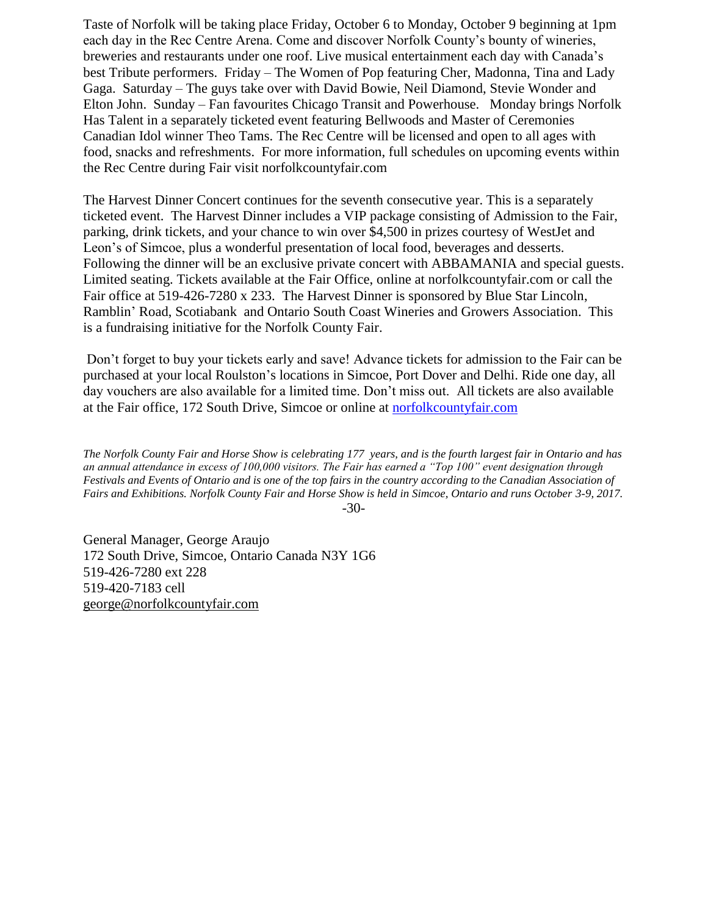Taste of Norfolk will be taking place Friday, October 6 to Monday, October 9 beginning at 1pm each day in the Rec Centre Arena. Come and discover Norfolk County's bounty of wineries, breweries and restaurants under one roof. Live musical entertainment each day with Canada's best Tribute performers. Friday – The Women of Pop featuring Cher, Madonna, Tina and Lady Gaga. Saturday – The guys take over with David Bowie, Neil Diamond, Stevie Wonder and Elton John. Sunday – Fan favourites Chicago Transit and Powerhouse. Monday brings Norfolk Has Talent in a separately ticketed event featuring Bellwoods and Master of Ceremonies Canadian Idol winner Theo Tams. The Rec Centre will be licensed and open to all ages with food, snacks and refreshments. For more information, full schedules on upcoming events within the Rec Centre during Fair visit norfolkcountyfair.com

The Harvest Dinner Concert continues for the seventh consecutive year. This is a separately ticketed event. The Harvest Dinner includes a VIP package consisting of Admission to the Fair, parking, drink tickets, and your chance to win over $4,500 in prizes courtesy of WestJet and Leon's of Simcoe, plus a wonderful presentation of local food, beverages and desserts. Following the dinner will be an exclusive private concert with ABBAMANIA and special guests. Limited seating. Tickets available at the Fair Office, online at norfolkcountyfair.com or call the Fair office at 519-426-7280 x 233. The Harvest Dinner is sponsored by Blue Star Lincoln, Ramblin' Road, Scotiabank and Ontario South Coast Wineries and Growers Association. This is a fundraising initiative for the Norfolk County Fair.

Don't forget to buy your tickets early and save! Advance tickets for admission to the Fair can be purchased at your local Roulston's locations in Simcoe, Port Dover and Delhi. Ride one day, all day vouchers are also available for a limited time. Don't miss out. All tickets are also available at the Fair office, 172 South Drive, Simcoe or online at norfolkcountyfair.com

*The Norfolk County Fair and Horse Show is celebrating 177 years, and is the fourth largest fair in Ontario and has an annual attendance in excess of 100,000 visitors. The Fair has earned a "Top 100" event designation through Festivals and Events of Ontario and is one of the top fairs in the country according to the Canadian Association of Fairs and Exhibitions. Norfolk County Fair and Horse Show is held in Simcoe, Ontario and runs October 3-9, 2017.*

-30-

General Manager, George Araujo
172 South Drive, Simcoe, Ontario Canada N3Y 1G6
519-426-7280 ext 228
519-420-7183 cell
george@norfolkcountyfair.com